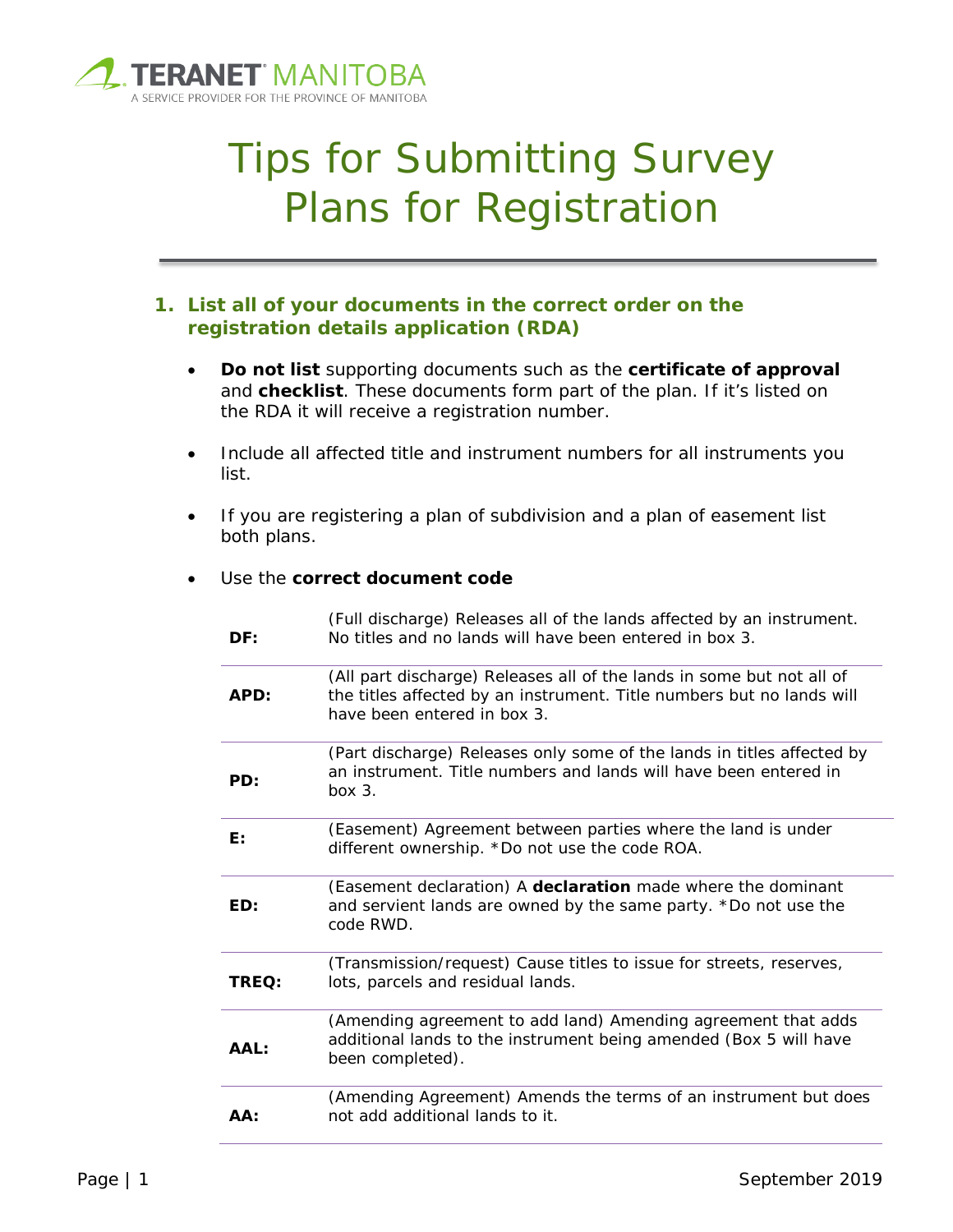TERANET MANITOBA
A SERVICE PROVIDER FOR THE PROVINCE OF MANITOBA

# Tips for Submitting Survey Plans for Registration

## 1. List all of your documents in the correct order on the registration details application (RDA)

- **Do not list** supporting documents such as the **certificate of approval** and **checklist**. These documents form part of the plan. If it's listed on the RDA it will receive a registration number.
- Include all affected title and instrument numbers for all instruments you list.
- If you are registering a plan of subdivision and a plan of easement list both plans.
- Use the **correct document code**

| | |
|---|---|
| **DF:** | (Full discharge) Releases all of the lands affected by an instrument. No titles and no lands will have been entered in box 3. |
| **APD:** | (All part discharge) Releases all of the lands in some but not all of the titles affected by an instrument. Title numbers but no lands will have been entered in box 3. |
| **PD:** | (Part discharge) Releases only some of the lands in titles affected by an instrument. Title numbers and lands will have been entered in box 3. |
| **E:** | (Easement) Agreement between parties where the land is under different ownership. *Do not use the code ROA. |
| **ED:** | (Easement declaration) A **declaration** made where the dominant and servient lands are owned by the same party. *Do not use the code RWD. |
| **TREQ:** | (Transmission/request) Cause titles to issue for streets, reserves, lots, parcels and residual lands. |
| **AAL:** | (Amending agreement to add land) Amending agreement that adds additional lands to the instrument being amended (Box 5 will have been completed). |
| **AA:** | (Amending Agreement) Amends the terms of an instrument but does not add additional lands to it. |

September 2019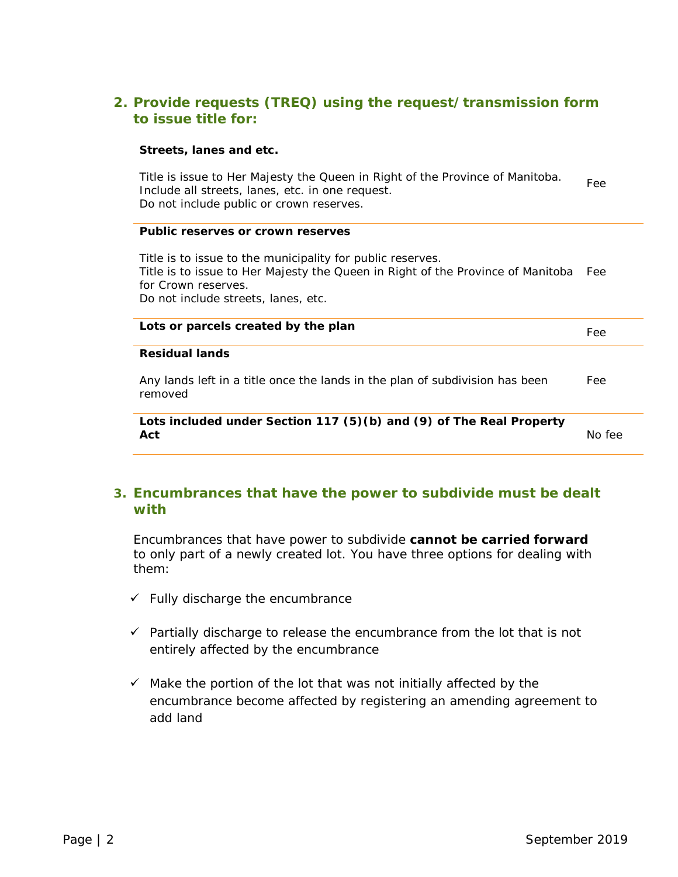## 2. Provide requests (TREQ) using the request/transmission form to issue title for:

| | |
|---|---|
| **Streets, lanes and etc.**<br><br>Title is issue to Her Majesty the Queen in Right of the Province of Manitoba. Include all streets, lanes, etc. in one request.<br>Do not include public or crown reserves. | Fee |
| **Public reserves or crown reserves**<br><br>Title is to issue to the municipality for public reserves.<br>Title is to issue to Her Majesty the Queen in Right of the Province of Manitoba for Crown reserves.<br>Do not include streets, lanes, etc. | Fee |
| **Lots or parcels created by the plan** | Fee |
| **Residual lands**<br><br>Any lands left in a title once the lands in the plan of subdivision has been removed | Fee |
| **Lots included under Section 117 (5)(b) and (9) of The Real Property Act** | No fee |

## 3. Encumbrances that have the power to subdivide must be dealt with

Encumbrances that have power to subdivide **cannot be carried forward** to only part of a newly created lot. You have three options for dealing with them:

- ✓ Fully discharge the encumbrance
- ✓ Partially discharge to release the encumbrance from the lot that is not entirely affected by the encumbrance
- ✓ Make the portion of the lot that was not initially affected by the encumbrance become affected by registering an amending agreement to add land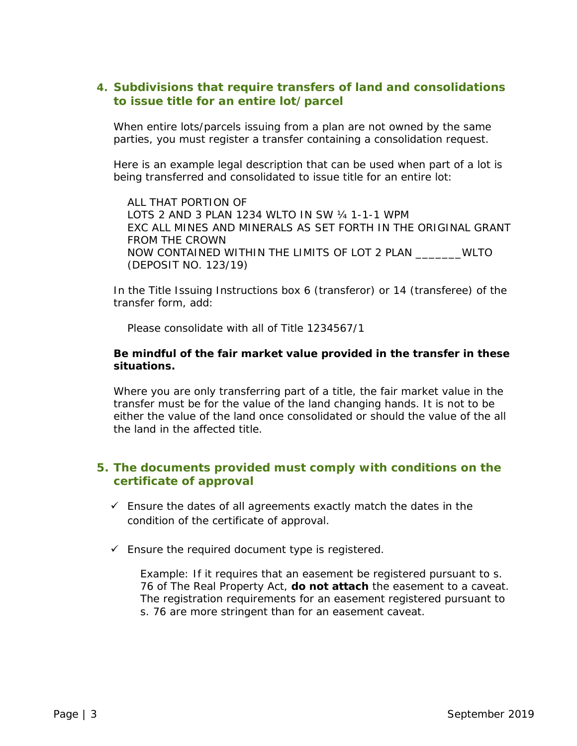## 4. Subdivisions that require transfers of land and consolidations to issue title for an entire lot/parcel

When entire lots/parcels issuing from a plan are not owned by the same parties, you must register a transfer containing a consolidation request.

Here is an example legal description that can be used when part of a lot is being transferred and consolidated to issue title for an entire lot:

ALL THAT PORTION OF
LOTS 2 AND 3 PLAN 1234 WLTO IN SW ¼ 1-1-1 WPM
EXC ALL MINES AND MINERALS AS SET FORTH IN THE ORIGINAL GRANT FROM THE CROWN
NOW CONTAINED WITHIN THE LIMITS OF LOT 2 PLAN _______WLTO
(DEPOSIT NO. 123/19)

In the Title Issuing Instructions box 6 (transferor) or 14 (transferee) of the transfer form, add:

Please consolidate with all of Title 1234567/1

**Be mindful of the fair market value provided in the transfer in these situations.**

Where you are only transferring part of a title, the fair market value in the transfer must be for the value of the land changing hands. It is not to be either the value of the land once consolidated or should the value of the all the land in the affected title.

## 5. The documents provided must comply with conditions on the certificate of approval

- ✓ Ensure the dates of all agreements exactly match the dates in the condition of the certificate of approval.
- ✓ Ensure the required document type is registered.

  Example: If it requires that an easement be registered pursuant to s. 76 of The Real Property Act, **do not attach** the easement to a caveat. The registration requirements for an easement registered pursuant to s. 76 are more stringent than for an easement caveat.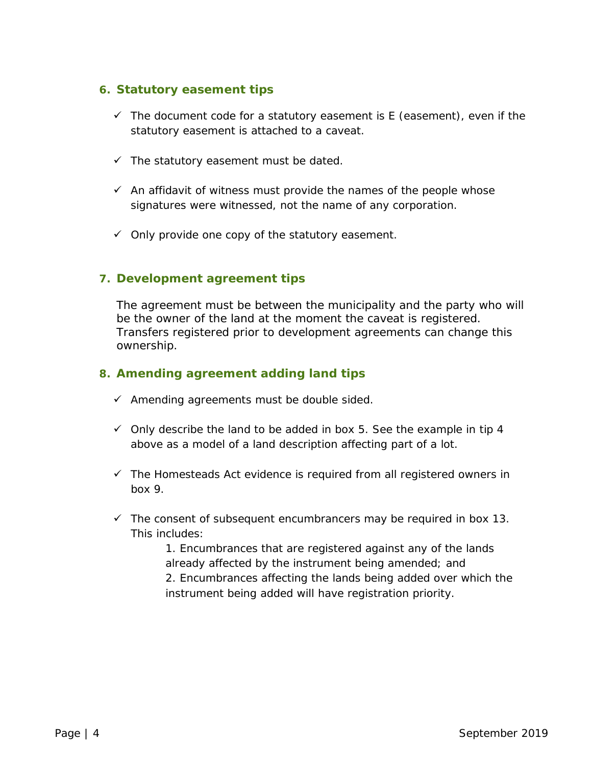## 6. Statutory easement tips

- ✓ The document code for a statutory easement is E (easement), even if the statutory easement is attached to a caveat.
- ✓ The statutory easement must be dated.
- ✓ An affidavit of witness must provide the names of the people whose signatures were witnessed, not the name of any corporation.
- ✓ Only provide one copy of the statutory easement.

## 7. Development agreement tips

The agreement must be between the municipality and the party who will be the owner of the land at the moment the caveat is registered. Transfers registered prior to development agreements can change this ownership.

## 8. Amending agreement adding land tips

- ✓ Amending agreements must be double sided.
- ✓ Only describe the land to be added in box 5. See the example in tip 4 above as a model of a land description affecting part of a lot.
- ✓ The Homesteads Act evidence is required from all registered owners in box 9.
- ✓ The consent of subsequent encumbrancers may be required in box 13. This includes:

  1. Encumbrances that are registered against any of the lands already affected by the instrument being amended; and
  2. Encumbrances affecting the lands being added over which the instrument being added will have registration priority.